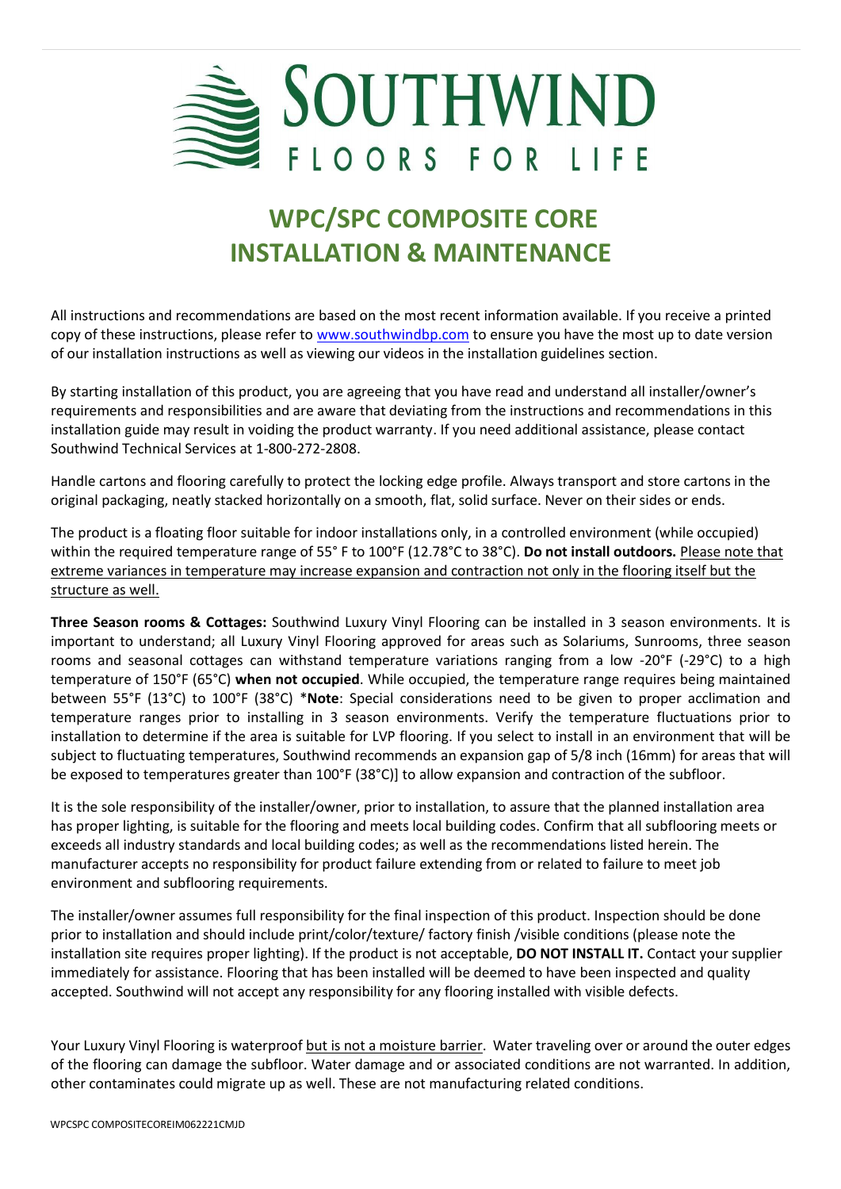# SOUTHWIND

FLOORS FOR LIFE

## WPC/SPC COMPOSITE CORE INSTALLATION & MAINTENANCE

All instructions and recommendations are based on the most recent information available. If you receive a printed copy of these instructions, please refer to www.southwindbp.com to ensure you have the most up to date version of our installation instructions as well as viewing our videos in the installation guidelines section.

By starting installation of this product, you are agreeing that you have read and understand all installer/owner's requirements and responsibilities and are aware that deviating from the instructions and recommendations in this installation guide may result in voiding the product warranty. If you need additional assistance, please contact Southwind Technical Services at 1-800-272-2808.

Handle cartons and flooring carefully to protect the locking edge profile. Always transport and store cartons in the original packaging, neatly stacked horizontally on a smooth, flat, solid surface. Never on their sides or ends.

The product is a floating floor suitable for indoor installations only, in a controlled environment (while occupied) within the required temperature range of 55° F to 100°F (12.78°C to 38°C). **Do not install outdoors.** Please note that extreme variances in temperature may increase expansion and contraction not only in the flooring itself but the structure as well.

**Three Season rooms & Cottages:** Southwind Luxury Vinyl Flooring can be installed in 3 season environments. It is important to understand; all Luxury Vinyl Flooring approved for areas such as Solariums, Sunrooms, three season rooms and seasonal cottages can withstand temperature variations ranging from a low -20°F (-29°C) to a high temperature of 150°F (65°C) **when not occupied**. While occupied, the temperature range requires being maintained between 55°F (13°C) to 100°F (38°C) ***Note**: Special considerations need to be given to proper acclimation and temperature ranges prior to installing in 3 season environments. Verify the temperature fluctuations prior to installation to determine if the area is suitable for LVP flooring. If you select to install in an environment that will be subject to fluctuating temperatures, Southwind recommends an expansion gap of 5/8 inch (16mm) for areas that will be exposed to temperatures greater than 100°F (38°C)] to allow expansion and contraction of the subfloor.

It is the sole responsibility of the installer/owner, prior to installation, to assure that the planned installation area has proper lighting, is suitable for the flooring and meets local building codes. Confirm that all subflooring meets or exceeds all industry standards and local building codes; as well as the recommendations listed herein. The manufacturer accepts no responsibility for product failure extending from or related to failure to meet job environment and subflooring requirements.

The installer/owner assumes full responsibility for the final inspection of this product. Inspection should be done prior to installation and should include print/color/texture/ factory finish /visible conditions (please note the installation site requires proper lighting). If the product is not acceptable, **DO NOT INSTALL IT.** Contact your supplier immediately for assistance. Flooring that has been installed will be deemed to have been inspected and quality accepted. Southwind will not accept any responsibility for any flooring installed with visible defects.

Your Luxury Vinyl Flooring is waterproof but is not a moisture barrier. Water traveling over or around the outer edges of the flooring can damage the subfloor. Water damage and or associated conditions are not warranted. In addition, other contaminates could migrate up as well. These are not manufacturing related conditions.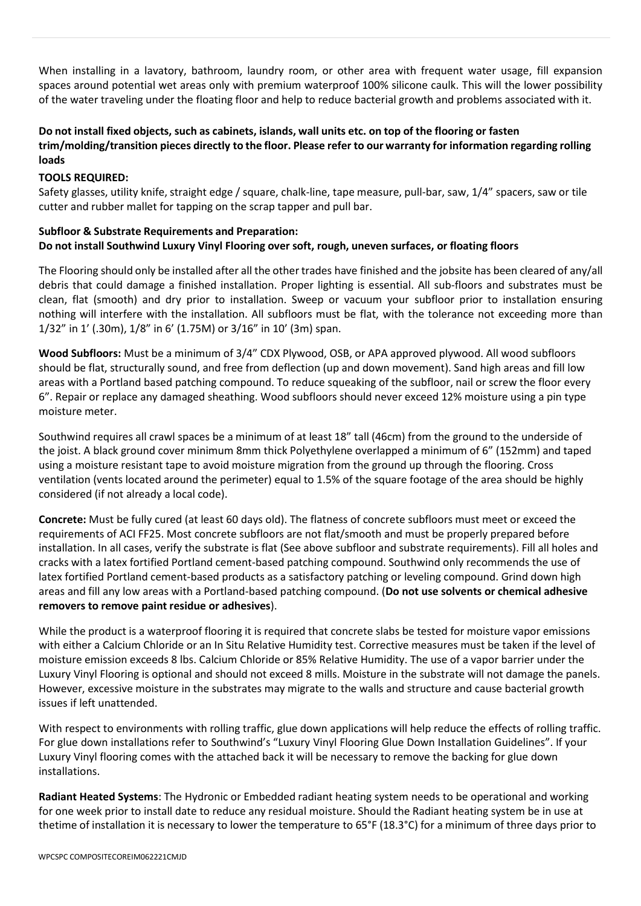When installing in a lavatory, bathroom, laundry room, or other area with frequent water usage, fill expansion spaces around potential wet areas only with premium waterproof 100% silicone caulk. This will the lower possibility of the water traveling under the floating floor and help to reduce bacterial growth and problems associated with it.

**Do not install fixed objects, such as cabinets, islands, wall units etc. on top of the flooring or fasten trim/molding/transition pieces directly to the floor. Please refer to our warranty for information regarding rolling loads**

**TOOLS REQUIRED:**

Safety glasses, utility knife, straight edge / square, chalk-line, tape measure, pull-bar, saw, 1/4" spacers, saw or tile cutter and rubber mallet for tapping on the scrap tapper and pull bar.

**Subfloor & Substrate Requirements and Preparation:**

**Do not install Southwind Luxury Vinyl Flooring over soft, rough, uneven surfaces, or floating floors**

The Flooring should only be installed after all the other trades have finished and the jobsite has been cleared of any/all debris that could damage a finished installation. Proper lighting is essential. All sub-floors and substrates must be clean, flat (smooth) and dry prior to installation. Sweep or vacuum your subfloor prior to installation ensuring nothing will interfere with the installation. All subfloors must be flat, with the tolerance not exceeding more than 1/32" in 1' (.30m), 1/8" in 6' (1.75M) or 3/16" in 10' (3m) span.

**Wood Subfloors:** Must be a minimum of 3/4" CDX Plywood, OSB, or APA approved plywood. All wood subfloors should be flat, structurally sound, and free from deflection (up and down movement). Sand high areas and fill low areas with a Portland based patching compound. To reduce squeaking of the subfloor, nail or screw the floor every 6". Repair or replace any damaged sheathing. Wood subfloors should never exceed 12% moisture using a pin type moisture meter.

Southwind requires all crawl spaces be a minimum of at least 18" tall (46cm) from the ground to the underside of the joist. A black ground cover minimum 8mm thick Polyethylene overlapped a minimum of 6" (152mm) and taped using a moisture resistant tape to avoid moisture migration from the ground up through the flooring. Cross ventilation (vents located around the perimeter) equal to 1.5% of the square footage of the area should be highly considered (if not already a local code).

**Concrete:** Must be fully cured (at least 60 days old). The flatness of concrete subfloors must meet or exceed the requirements of ACI FF25. Most concrete subfloors are not flat/smooth and must be properly prepared before installation. In all cases, verify the substrate is flat (See above subfloor and substrate requirements). Fill all holes and cracks with a latex fortified Portland cement-based patching compound. Southwind only recommends the use of latex fortified Portland cement-based products as a satisfactory patching or leveling compound. Grind down high areas and fill any low areas with a Portland-based patching compound. (**Do not use solvents or chemical adhesive removers to remove paint residue or adhesives**).

While the product is a waterproof flooring it is required that concrete slabs be tested for moisture vapor emissions with either a Calcium Chloride or an In Situ Relative Humidity test. Corrective measures must be taken if the level of moisture emission exceeds 8 lbs. Calcium Chloride or 85% Relative Humidity. The use of a vapor barrier under the Luxury Vinyl Flooring is optional and should not exceed 8 mills. Moisture in the substrate will not damage the panels. However, excessive moisture in the substrates may migrate to the walls and structure and cause bacterial growth issues if left unattended.

With respect to environments with rolling traffic, glue down applications will help reduce the effects of rolling traffic. For glue down installations refer to Southwind's "Luxury Vinyl Flooring Glue Down Installation Guidelines". If your Luxury Vinyl flooring comes with the attached back it will be necessary to remove the backing for glue down installations.

**Radiant Heated Systems**: The Hydronic or Embedded radiant heating system needs to be operational and working for one week prior to install date to reduce any residual moisture. Should the Radiant heating system be in use at thetime of installation it is necessary to lower the temperature to 65°F (18.3°C) for a minimum of three days prior to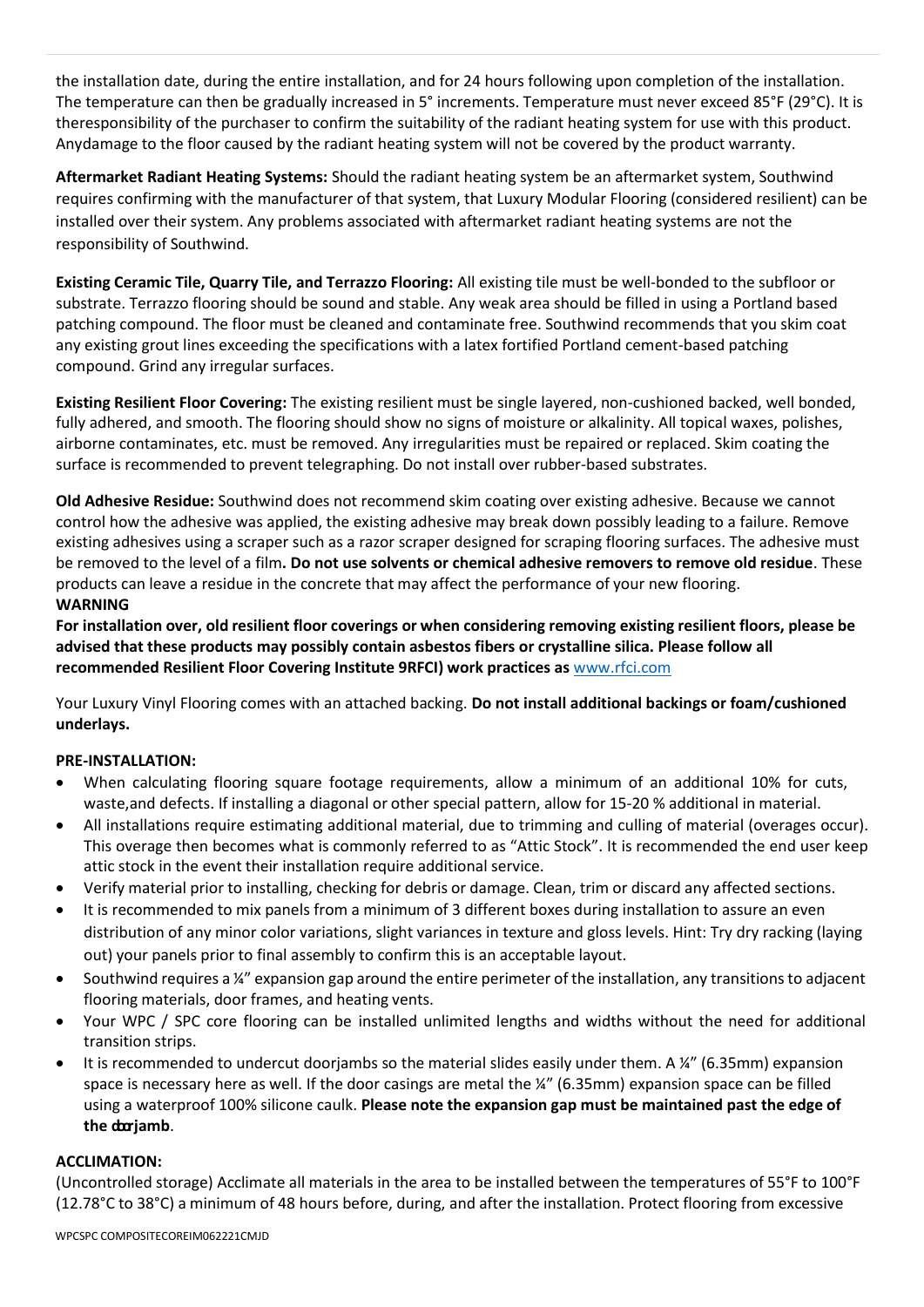the installation date, during the entire installation, and for 24 hours following upon completion of the installation. The temperature can then be gradually increased in 5° increments. Temperature must never exceed 85°F (29°C). It is theresponsibility of the purchaser to confirm the suitability of the radiant heating system for use with this product. Anydamage to the floor caused by the radiant heating system will not be covered by the product warranty.

**Aftermarket Radiant Heating Systems:** Should the radiant heating system be an aftermarket system, Southwind requires confirming with the manufacturer of that system, that Luxury Modular Flooring (considered resilient) can be installed over their system. Any problems associated with aftermarket radiant heating systems are not the responsibility of Southwind.

**Existing Ceramic Tile, Quarry Tile, and Terrazzo Flooring:** All existing tile must be well-bonded to the subfloor or substrate. Terrazzo flooring should be sound and stable. Any weak area should be filled in using a Portland based patching compound. The floor must be cleaned and contaminate free. Southwind recommends that you skim coat any existing grout lines exceeding the specifications with a latex fortified Portland cement-based patching compound. Grind any irregular surfaces.

**Existing Resilient Floor Covering:** The existing resilient must be single layered, non-cushioned backed, well bonded, fully adhered, and smooth. The flooring should show no signs of moisture or alkalinity. All topical waxes, polishes, airborne contaminates, etc. must be removed. Any irregularities must be repaired or replaced. Skim coating the surface is recommended to prevent telegraphing. Do not install over rubber-based substrates.

**Old Adhesive Residue:** Southwind does not recommend skim coating over existing adhesive. Because we cannot control how the adhesive was applied, the existing adhesive may break down possibly leading to a failure. Remove existing adhesives using a scraper such as a razor scraper designed for scraping flooring surfaces. The adhesive must be removed to the level of a film**. Do not use solvents or chemical adhesive removers to remove old residue**. These products can leave a residue in the concrete that may affect the performance of your new flooring.

**WARNING**

**For installation over, old resilient floor coverings or when considering removing existing resilient floors, please be advised that these products may possibly contain asbestos fibers or crystalline silica. Please follow all recommended Resilient Floor Covering Institute 9RFCI) work practices as** www.rfci.com

Your Luxury Vinyl Flooring comes with an attached backing. **Do not install additional backings or foam/cushioned underlays.**

**PRE-INSTALLATION:**

- When calculating flooring square footage requirements, allow a minimum of an additional 10% for cuts, waste,and defects. If installing a diagonal or other special pattern, allow for 15-20 % additional in material.
- All installations require estimating additional material, due to trimming and culling of material (overages occur). This overage then becomes what is commonly referred to as "Attic Stock". It is recommended the end user keep attic stock in the event their installation require additional service.
- Verify material prior to installing, checking for debris or damage. Clean, trim or discard any affected sections.
- It is recommended to mix panels from a minimum of 3 different boxes during installation to assure an even distribution of any minor color variations, slight variances in texture and gloss levels. Hint: Try dry racking (laying out) your panels prior to final assembly to confirm this is an acceptable layout.
- Southwind requires a ¼" expansion gap around the entire perimeter of the installation, any transitions to adjacent flooring materials, door frames, and heating vents.
- Your WPC / SPC core flooring can be installed unlimited lengths and widths without the need for additional transition strips.
- It is recommended to undercut doorjambs so the material slides easily under them. A ¼" (6.35mm) expansion space is necessary here as well. If the door casings are metal the ¼" (6.35mm) expansion space can be filled using a waterproof 100% silicone caulk. **Please note the expansion gap must be maintained past the edge of the doorjamb**.

**ACCLIMATION:**

(Uncontrolled storage) Acclimate all materials in the area to be installed between the temperatures of 55°F to 100°F (12.78°C to 38°C) a minimum of 48 hours before, during, and after the installation. Protect flooring from excessive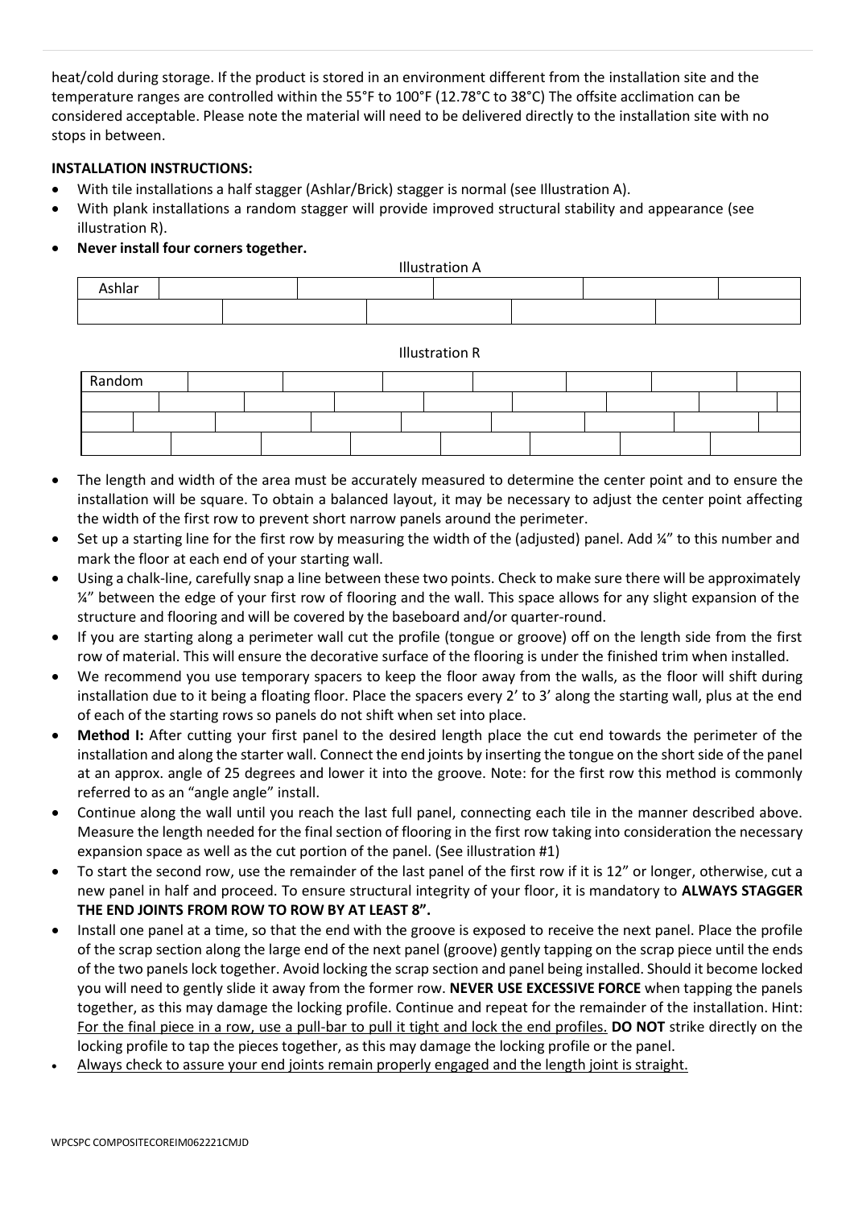heat/cold during storage. If the product is stored in an environment different from the installation site and the temperature ranges are controlled within the 55°F to 100°F (12.78°C to 38°C) The offsite acclimation can be considered acceptable. Please note the material will need to be delivered directly to the installation site with no stops in between.

**INSTALLATION INSTRUCTIONS:**

- With tile installations a half stagger (Ashlar/Brick) stagger is normal (see Illustration A).
- With plank installations a random stagger will provide improved structural stability and appearance (see illustration R).
- **Never install four corners together.**

Illustration A

| Ashlar | | | | | |
|---|---|---|---|---|---|
| | | | | | |

Illustration R

| Random | | | | | | | | |
|---|---|---|---|---|---|---|---|---|
| | | | | | | | | |
| | | | | | | | | |
| | | | | | | | | |

- The length and width of the area must be accurately measured to determine the center point and to ensure the installation will be square. To obtain a balanced layout, it may be necessary to adjust the center point affecting the width of the first row to prevent short narrow panels around the perimeter.
- Set up a starting line for the first row by measuring the width of the (adjusted) panel. Add ¼" to this number and mark the floor at each end of your starting wall.
- Using a chalk-line, carefully snap a line between these two points. Check to make sure there will be approximately ¼" between the edge of your first row of flooring and the wall. This space allows for any slight expansion of the structure and flooring and will be covered by the baseboard and/or quarter-round.
- If you are starting along a perimeter wall cut the profile (tongue or groove) off on the length side from the first row of material. This will ensure the decorative surface of the flooring is under the finished trim when installed.
- We recommend you use temporary spacers to keep the floor away from the walls, as the floor will shift during installation due to it being a floating floor. Place the spacers every 2' to 3' along the starting wall, plus at the end of each of the starting rows so panels do not shift when set into place.
- **Method I:** After cutting your first panel to the desired length place the cut end towards the perimeter of the installation and along the starter wall. Connect the end joints by inserting the tongue on the short side of the panel at an approx. angle of 25 degrees and lower it into the groove. Note: for the first row this method is commonly referred to as an "angle angle" install.
- Continue along the wall until you reach the last full panel, connecting each tile in the manner described above. Measure the length needed for the final section of flooring in the first row taking into consideration the necessary expansion space as well as the cut portion of the panel. (See illustration #1)
- To start the second row, use the remainder of the last panel of the first row if it is 12" or longer, otherwise, cut a new panel in half and proceed. To ensure structural integrity of your floor, it is mandatory to **ALWAYS STAGGER THE END JOINTS FROM ROW TO ROW BY AT LEAST 8".**
- Install one panel at a time, so that the end with the groove is exposed to receive the next panel. Place the profile of the scrap section along the large end of the next panel (groove) gently tapping on the scrap piece until the ends of the two panels lock together. Avoid locking the scrap section and panel being installed. Should it become locked you will need to gently slide it away from the former row. **NEVER USE EXCESSIVE FORCE** when tapping the panels together, as this may damage the locking profile. Continue and repeat for the remainder of the installation. Hint: For the final piece in a row, use a pull-bar to pull it tight and lock the end profiles. **DO NOT** strike directly on the locking profile to tap the pieces together, as this may damage the locking profile or the panel.
- Always check to assure your end joints remain properly engaged and the length joint is straight.

WPCSPC COMPOSITECOREIM062221CMJD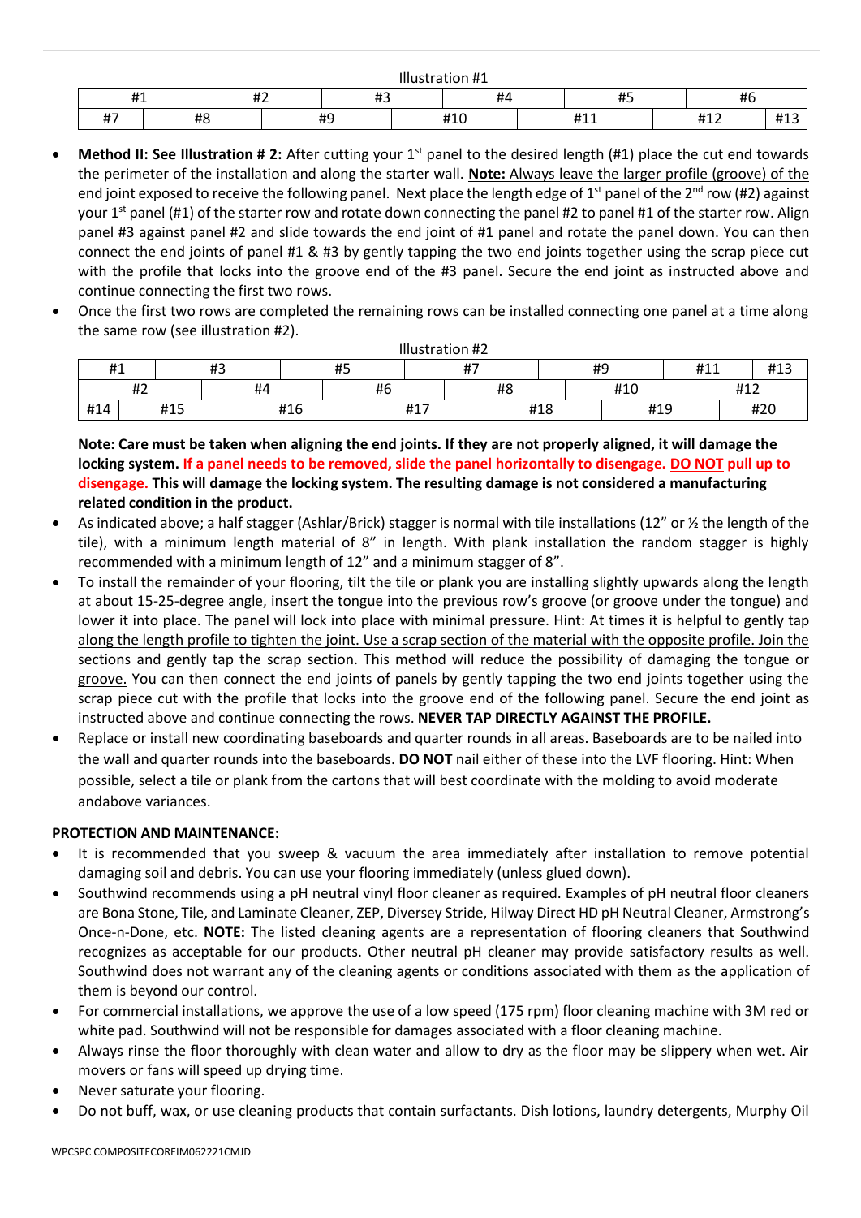Illustration #1

| #1 | #2 | #3 | #4 | #5 | #6 | |
|---|---|---|---|---|---|---|
| #7 | #8 | #9 | #10 | #11 | #12 | #13 |

- **Method II: <u>See Illustration # 2:</u>** After cutting your 1st panel to the desired length (#1) place the cut end towards the perimeter of the installation and along the starter wall. **<u>Note:</u>** <u>Always leave the larger profile (groove) of the end joint exposed to receive the following panel</u>. Next place the length edge of 1st panel of the 2nd row (#2) against your 1st panel (#1) of the starter row and rotate down connecting the panel #2 to panel #1 of the starter row. Align panel #3 against panel #2 and slide towards the end joint of #1 panel and rotate the panel down. You can then connect the end joints of panel #1 & #3 by gently tapping the two end joints together using the scrap piece cut with the profile that locks into the groove end of the #3 panel. Secure the end joint as instructed above and continue connecting the first two rows.
- Once the first two rows are completed the remaining rows can be installed connecting one panel at a time along the same row (see illustration #2).

Illustration #2

| #1 | #3 | #5 | #7 | #9 | #11 | #13 |
|---|---|---|---|---|---|---|
| #2 | #4 | #6 | #8 | #10 | #12 | |
| #14 | #15 | #16 | #17 | #18 | #19 | #20 |

**Note: Care must be taken when aligning the end joints. If they are not properly aligned, it will damage the locking system. If a panel needs to be removed, slide the panel horizontally to disengage. <u>DO NOT</u> pull up to disengage. This will damage the locking system. The resulting damage is not considered a manufacturing related condition in the product.**

- As indicated above; a half stagger (Ashlar/Brick) stagger is normal with tile installations (12" or ½ the length of the tile), with a minimum length material of 8" in length. With plank installation the random stagger is highly recommended with a minimum length of 12" and a minimum stagger of 8".
- To install the remainder of your flooring, tilt the tile or plank you are installing slightly upwards along the length at about 15-25-degree angle, insert the tongue into the previous row's groove (or groove under the tongue) and lower it into place. The panel will lock into place with minimal pressure. Hint: <u>At times it is helpful to gently tap along the length profile to tighten the joint. Use a scrap section of the material with the opposite profile. Join the sections and gently tap the scrap section. This method will reduce the possibility of damaging the tongue or groove.</u> You can then connect the end joints of panels by gently tapping the two end joints together using the scrap piece cut with the profile that locks into the groove end of the following panel. Secure the end joint as instructed above and continue connecting the rows. **NEVER TAP DIRECTLY AGAINST THE PROFILE.**
- Replace or install new coordinating baseboards and quarter rounds in all areas. Baseboards are to be nailed into the wall and quarter rounds into the baseboards. **DO NOT** nail either of these into the LVF flooring. Hint: When possible, select a tile or plank from the cartons that will best coordinate with the molding to avoid moderate andabove variances.

**PROTECTION AND MAINTENANCE:**

- It is recommended that you sweep & vacuum the area immediately after installation to remove potential damaging soil and debris. You can use your flooring immediately (unless glued down).
- Southwind recommends using a pH neutral vinyl floor cleaner as required. Examples of pH neutral floor cleaners are Bona Stone, Tile, and Laminate Cleaner, ZEP, Diversey Stride, Hilway Direct HD pH Neutral Cleaner, Armstrong's Once-n-Done, etc. **NOTE:** The listed cleaning agents are a representation of flooring cleaners that Southwind recognizes as acceptable for our products. Other neutral pH cleaner may provide satisfactory results as well. Southwind does not warrant any of the cleaning agents or conditions associated with them as the application of them is beyond our control.
- For commercial installations, we approve the use of a low speed (175 rpm) floor cleaning machine with 3M red or white pad. Southwind will not be responsible for damages associated with a floor cleaning machine.
- Always rinse the floor thoroughly with clean water and allow to dry as the floor may be slippery when wet. Air movers or fans will speed up drying time.
- Never saturate your flooring.
- Do not buff, wax, or use cleaning products that contain surfactants. Dish lotions, laundry detergents, Murphy Oil

WPCSPC COMPOSITECOREIM062221CMJD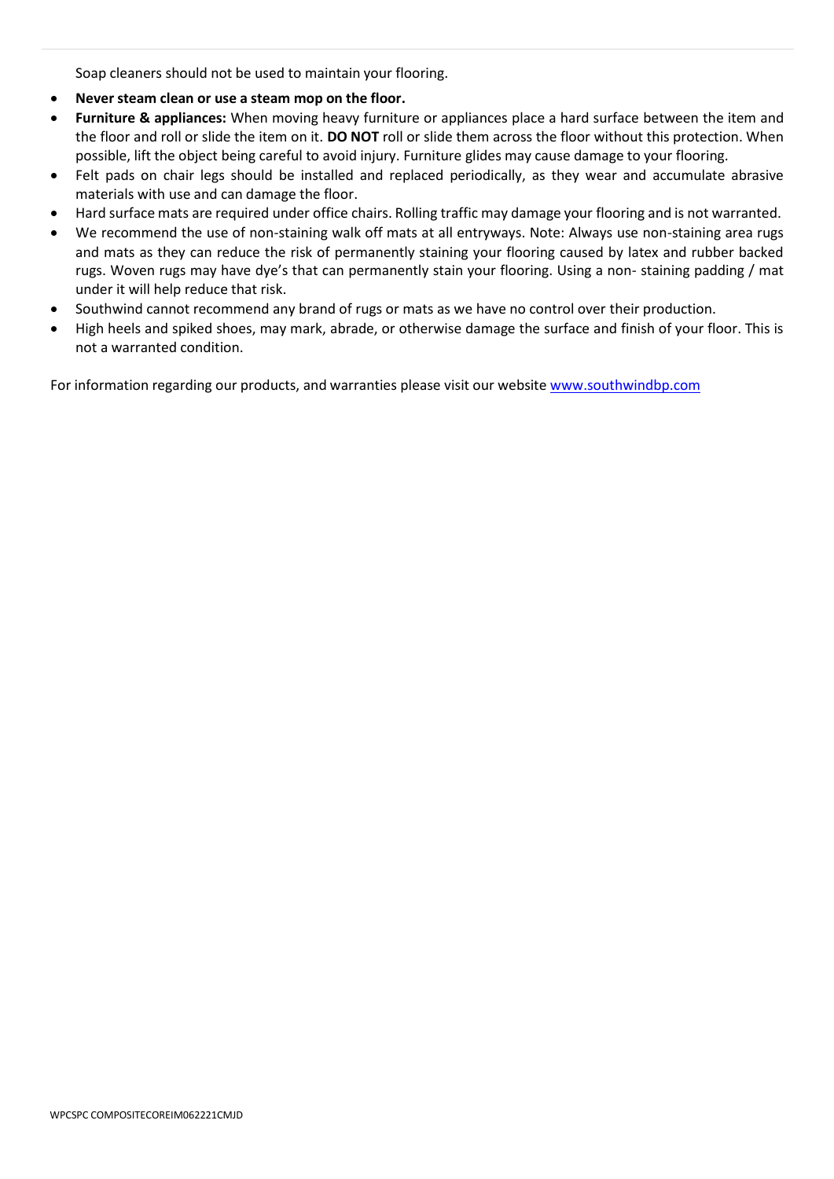Soap cleaners should not be used to maintain your flooring.

- **Never steam clean or use a steam mop on the floor.**
- **Furniture & appliances:** When moving heavy furniture or appliances place a hard surface between the item and the floor and roll or slide the item on it. **DO NOT** roll or slide them across the floor without this protection. When possible, lift the object being careful to avoid injury. Furniture glides may cause damage to your flooring.
- Felt pads on chair legs should be installed and replaced periodically, as they wear and accumulate abrasive materials with use and can damage the floor.
- Hard surface mats are required under office chairs. Rolling traffic may damage your flooring and is not warranted.
- We recommend the use of non-staining walk off mats at all entryways. Note: Always use non-staining area rugs and mats as they can reduce the risk of permanently staining your flooring caused by latex and rubber backed rugs. Woven rugs may have dye's that can permanently stain your flooring. Using a non- staining padding / mat under it will help reduce that risk.
- Southwind cannot recommend any brand of rugs or mats as we have no control over their production.
- High heels and spiked shoes, may mark, abrade, or otherwise damage the surface and finish of your floor. This is not a warranted condition.

For information regarding our products, and warranties please visit our website www.southwindbp.com

WPCSPC COMPOSITECOREIM062221CMJD